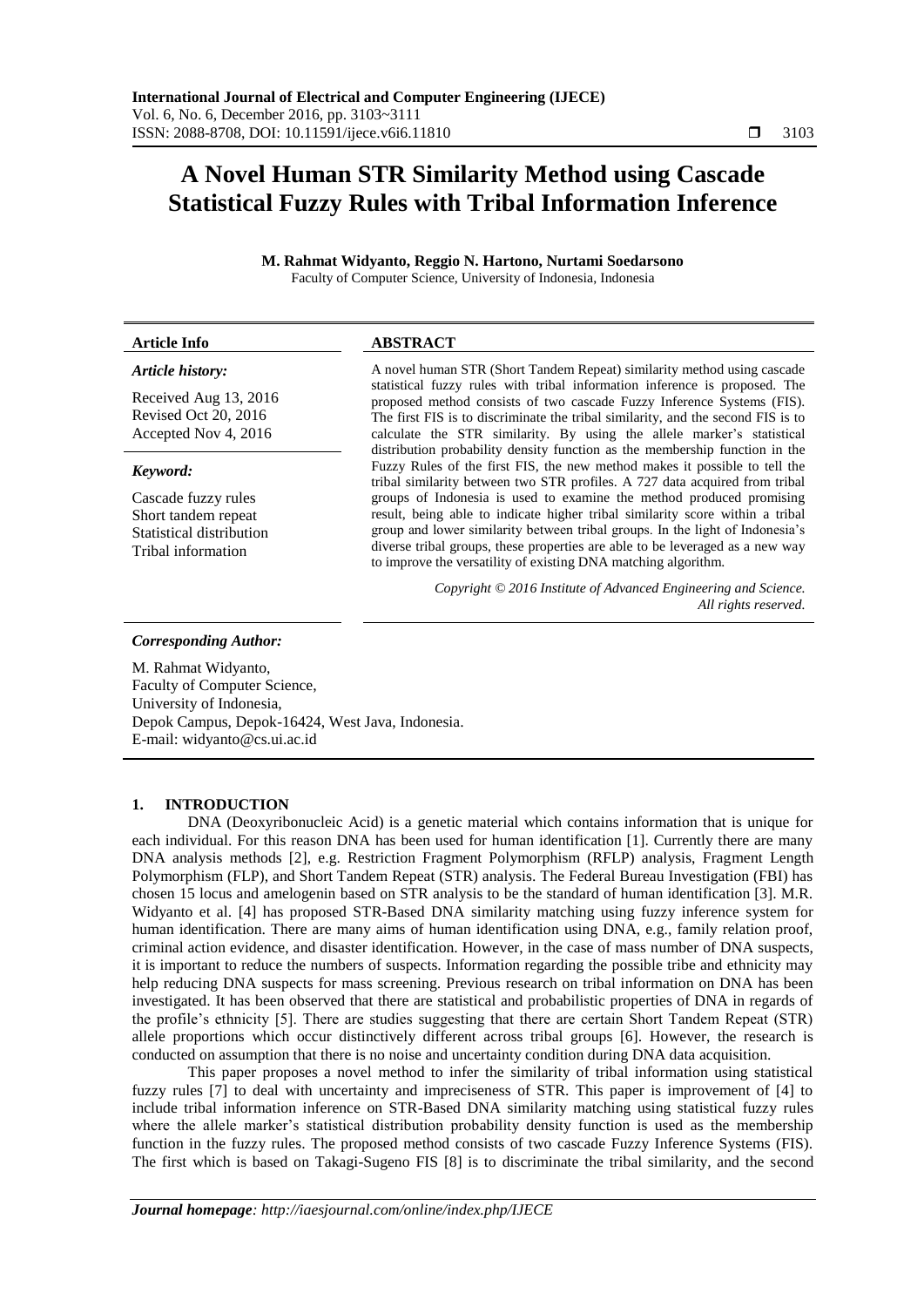# A Novel Human STR Similarity Method using Cascade Statistical Fuzzy Rules with Tribal Information Inference

**M. Rahmat Widyanto, Reggio N. Hartono, Nurtami Soedarsono**

Faculty of Computer Science, University of Indonesia, Indonesia

| **Article Info** | **ABSTRACT** |
|---|---|
| ***Article history:*** Received Aug 13, 2016 Revised Oct 20, 2016 Accepted Nov 4, 2016 | A novel human STR (Short Tandem Repeat) similarity method using cascade statistical fuzzy rules with tribal information inference is proposed. The proposed method consists of two cascade Fuzzy Inference Systems (FIS). The first FIS is to discriminate the tribal similarity, and the second FIS is to calculate the STR similarity. By using the allele marker's statistical distribution probability density function as the membership function in the Fuzzy Rules of the first FIS, the new method makes it possible to tell the tribal similarity between two STR profiles. A 727 data acquired from tribal groups of Indonesia is used to examine the method produced promising result, being able to indicate higher tribal similarity score within a tribal group and lower similarity between tribal groups. In the light of Indonesia's diverse tribal groups, these properties are able to be leveraged as a new way to improve the versatility of existing DNA matching algorithm. |
| ***Keyword:*** Cascade fuzzy rules Short tandem repeat Statistical distribution Tribal information | *Copyright © 2016 Institute of Advanced Engineering and Science. All rights reserved.* |

***Corresponding Author:***

M. Rahmat Widyanto,
Faculty of Computer Science,
University of Indonesia,
Depok Campus, Depok-16424, West Java, Indonesia.
E-mail: widyanto@cs.ui.ac.id

## 1. INTRODUCTION

DNA (Deoxyribonucleic Acid) is a genetic material which contains information that is unique for each individual. For this reason DNA has been used for human identification [1]. Currently there are many DNA analysis methods [2], e.g. Restriction Fragment Polymorphism (RFLP) analysis, Fragment Length Polymorphism (FLP), and Short Tandem Repeat (STR) analysis. The Federal Bureau Investigation (FBI) has chosen 15 locus and amelogenin based on STR analysis to be the standard of human identification [3]. M.R. Widyanto et al. [4] has proposed STR-Based DNA similarity matching using fuzzy inference system for human identification. There are many aims of human identification using DNA, e.g., family relation proof, criminal action evidence, and disaster identification. However, in the case of mass number of DNA suspects, it is important to reduce the numbers of suspects. Information regarding the possible tribe and ethnicity may help reducing DNA suspects for mass screening. Previous research on tribal information on DNA has been investigated. It has been observed that there are statistical and probabilistic properties of DNA in regards of the profile's ethnicity [5]. There are studies suggesting that there are certain Short Tandem Repeat (STR) allele proportions which occur distinctively different across tribal groups [6]. However, the research is conducted on assumption that there is no noise and uncertainty condition during DNA data acquisition.

This paper proposes a novel method to infer the similarity of tribal information using statistical fuzzy rules [7] to deal with uncertainty and impreciseness of STR. This paper is improvement of [4] to include tribal information inference on STR-Based DNA similarity matching using statistical fuzzy rules where the allele marker's statistical distribution probability density function is used as the membership function in the fuzzy rules. The proposed method consists of two cascade Fuzzy Inference Systems (FIS). The first which is based on Takagi-Sugeno FIS [8] is to discriminate the tribal similarity, and the second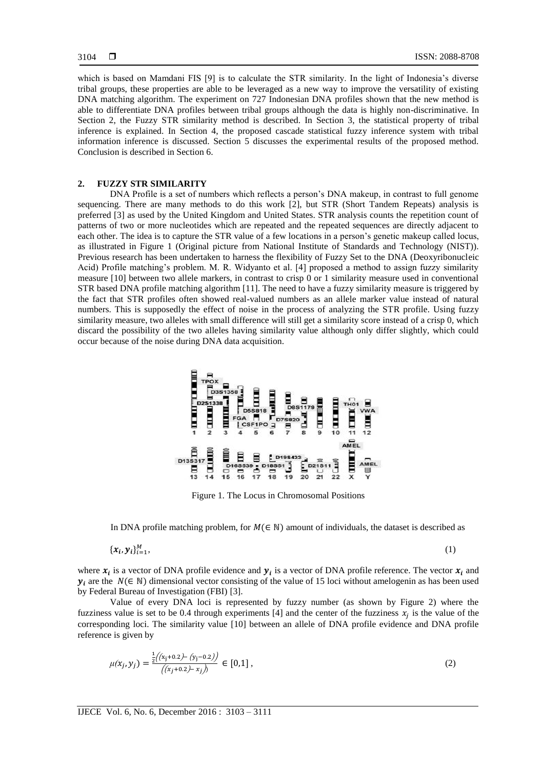which is based on Mamdani FIS [9] is to calculate the STR similarity. In the light of Indonesia's diverse tribal groups, these properties are able to be leveraged as a new way to improve the versatility of existing DNA matching algorithm. The experiment on 727 Indonesian DNA profiles shown that the new method is able to differentiate DNA profiles between tribal groups although the data is highly non-discriminative. In Section 2, the Fuzzy STR similarity method is described. In Section 3, the statistical property of tribal inference is explained. In Section 4, the proposed cascade statistical fuzzy inference system with tribal information inference is discussed. Section 5 discusses the experimental results of the proposed method. Conclusion is described in Section 6.

## 2. FUZZY STR SIMILARITY

DNA Profile is a set of numbers which reflects a person's DNA makeup, in contrast to full genome sequencing. There are many methods to do this work [2], but STR (Short Tandem Repeats) analysis is preferred [3] as used by the United Kingdom and United States. STR analysis counts the repetition count of patterns of two or more nucleotides which are repeated and the repeated sequences are directly adjacent to each other. The idea is to capture the STR value of a few locations in a person's genetic makeup called locus, as illustrated in Figure 1 (Original picture from National Institute of Standards and Technology (NIST)). Previous research has been undertaken to harness the flexibility of Fuzzy Set to the DNA (Deoxyribonucleic Acid) Profile matching's problem. M. R. Widyanto et al. [4] proposed a method to assign fuzzy similarity measure [10] between two allele markers, in contrast to crisp 0 or 1 similarity measure used in conventional STR based DNA profile matching algorithm [11]. The need to have a fuzzy similarity measure is triggered by the fact that STR profiles often showed real-valued numbers as an allele marker value instead of natural numbers. This is supposedly the effect of noise in the process of analyzing the STR profile. Using fuzzy similarity measure, two alleles with small difference will still get a similarity score instead of a crisp 0, which discard the possibility of the two alleles having similarity value although only differ slightly, which could occur because of the noise during DNA data acquisition.

Figure 1. The Locus in Chromosomal Positions

In DNA profile matching problem, for $M(\in \mathbb{N})$ amount of individuals, the dataset is described as

$$\{\boldsymbol{x}_i, \boldsymbol{y}_i\}_{i=1}^{M}, \tag{1}$$

where $\boldsymbol{x}_i$ is a vector of DNA profile evidence and $\boldsymbol{y}_i$ is a vector of DNA profile reference. The vector $\boldsymbol{x}_i$ and $\boldsymbol{y}_i$ are the $N(\in \mathbb{N})$ dimensional vector consisting of the value of 15 loci without amelogenin as has been used by Federal Bureau of Investigation (FBI) [3].

Value of every DNA loci is represented by fuzzy number (as shown by Figure 2) where the fuzziness value is set to be 0.4 through experiments [4] and the center of the fuzziness $x_j$ is the value of the corresponding loci. The similarity value [10] between an allele of DNA profile evidence and DNA profile reference is given by

$$\mu(x_j, y_j) = \frac{\frac{1}{2}\left((x_j+0.2)-(y_j-0.2)\right)}{\left((x_j+0.2)-x_j\right)} \in [0,1], \tag{2}$$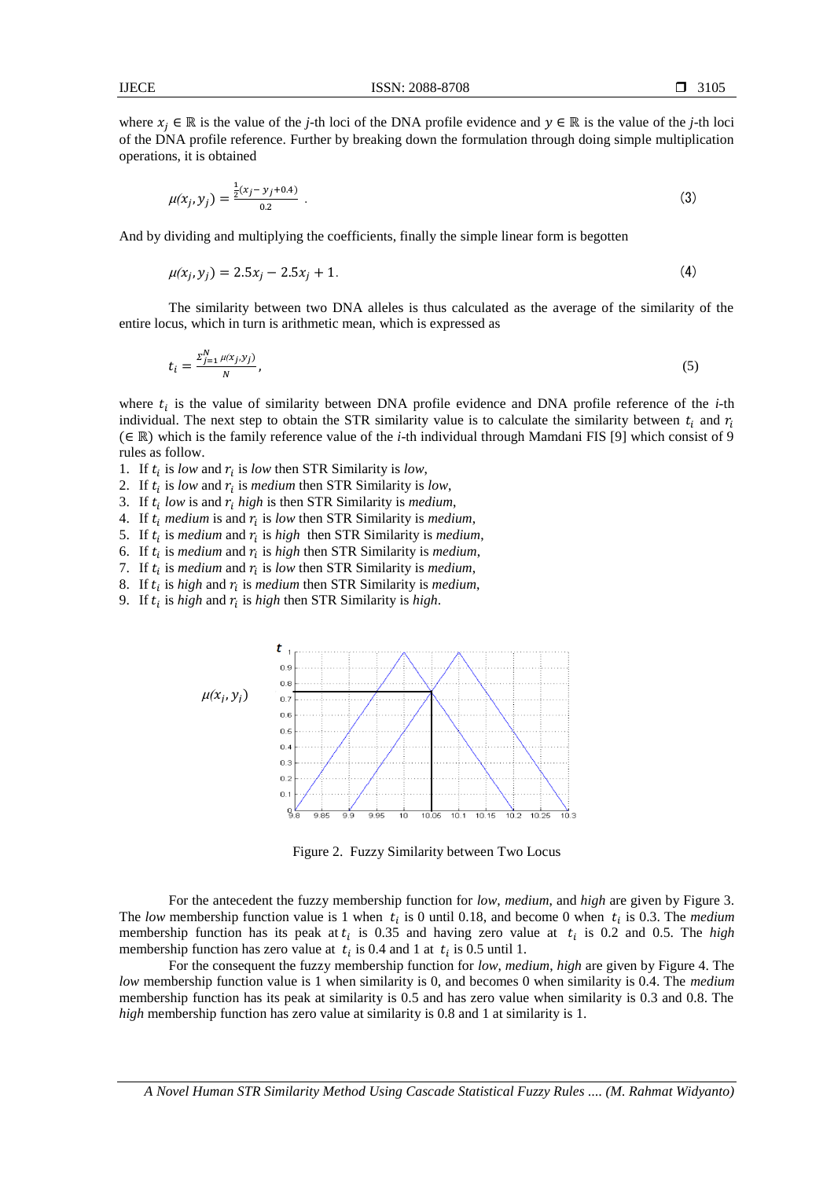where $x_j \in \mathbb{R}$ is the value of the *j*-th loci of the DNA profile evidence and $y \in \mathbb{R}$ is the value of the *j*-th loci of the DNA profile reference. Further by breaking down the formulation through doing simple multiplication operations, it is obtained

$$\mu(x_j, y_j) = \frac{\frac{1}{2}(x_j - y_j + 0.4)}{0.2} . \tag{3}$$

And by dividing and multiplying the coefficients, finally the simple linear form is begotten

$$\mu(x_j, y_j) = 2.5x_j - 2.5x_j + 1. \tag{4}$$

The similarity between two DNA alleles is thus calculated as the average of the similarity of the entire locus, which in turn is arithmetic mean, which is expressed as

$$t_i = \frac{\Sigma_{j=1}^{N} \mu(x_j, y_j)}{N}, \tag{5}$$

where $t_i$ is the value of similarity between DNA profile evidence and DNA profile reference of the *i*-th individual. The next step to obtain the STR similarity value is to calculate the similarity between $t_i$ and $r_i$ ($\in \mathbb{R}$) which is the family reference value of the *i*-th individual through Mamdani FIS [9] which consist of 9 rules as follow.

1. If $t_i$ is *low* and $r_i$ is *low* then STR Similarity is *low*,
2. If $t_i$ is *low* and $r_i$ is *medium* then STR Similarity is *low*,
3. If $t_i$ *low* is and $r_i$ *high* is then STR Similarity is *medium*,
4. If $t_i$ *medium* is and $r_i$ is *low* then STR Similarity is *medium*,
5. If $t_i$ is *medium* and $r_i$ is *high* then STR Similarity is *medium*,
6. If $t_i$ is *medium* and $r_i$ is *high* then STR Similarity is *medium*,
7. If $t_i$ is *medium* and $r_i$ is *low* then STR Similarity is *medium*,
8. If $t_i$ is *high* and $r_i$ is *medium* then STR Similarity is *medium*,
9. If $t_i$ is *high* and $r_i$ is *high* then STR Similarity is *high*.

Figure 2. Fuzzy Similarity between Two Locus

For the antecedent the fuzzy membership function for *low*, *medium*, and *high* are given by Figure 3. The *low* membership function value is 1 when $t_i$ is 0 until 0.18, and become 0 when $t_i$ is 0.3. The *medium* membership function has its peak at $t_i$ is 0.35 and having zero value at $t_i$ is 0.2 and 0.5. The *high* membership function has zero value at $t_i$ is 0.4 and 1 at $t_i$ is 0.5 until 1.

For the consequent the fuzzy membership function for *low*, *medium*, *high* are given by Figure 4. The *low* membership function value is 1 when similarity is 0, and becomes 0 when similarity is 0.4. The *medium* membership function has its peak at similarity is 0.5 and has zero value when similarity is 0.3 and 0.8. The *high* membership function has zero value at similarity is 0.8 and 1 at similarity is 1.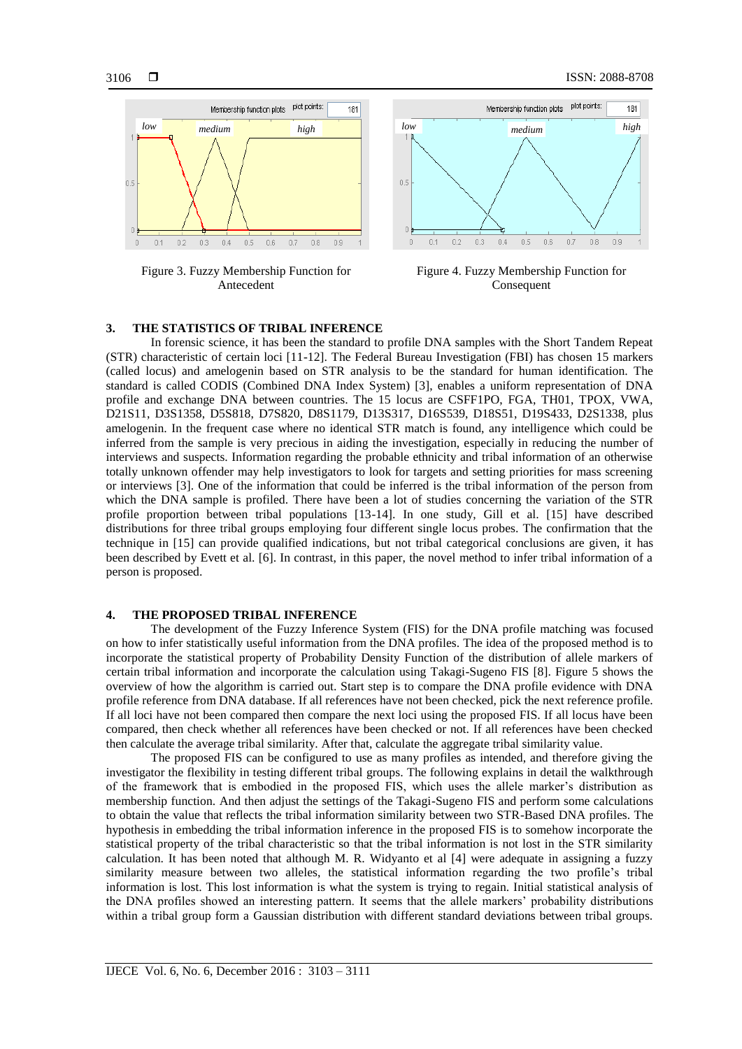Figure 3. Fuzzy Membership Function for Antecedent

Figure 4. Fuzzy Membership Function for Consequent

## 3. THE STATISTICS OF TRIBAL INFERENCE

In forensic science, it has been the standard to profile DNA samples with the Short Tandem Repeat (STR) characteristic of certain loci [11-12]. The Federal Bureau Investigation (FBI) has chosen 15 markers (called locus) and amelogenin based on STR analysis to be the standard for human identification. The standard is called CODIS (Combined DNA Index System) [3], enables a uniform representation of DNA profile and exchange DNA between countries. The 15 locus are CSFF1PO, FGA, TH01, TPOX, VWA, D21S11, D3S1358, D5S818, D7S820, D8S1179, D13S317, D16S539, D18S51, D19S433, D2S1338, plus amelogenin. In the frequent case where no identical STR match is found, any intelligence which could be inferred from the sample is very precious in aiding the investigation, especially in reducing the number of interviews and suspects. Information regarding the probable ethnicity and tribal information of an otherwise totally unknown offender may help investigators to look for targets and setting priorities for mass screening or interviews [3]. One of the information that could be inferred is the tribal information of the person from which the DNA sample is profiled. There have been a lot of studies concerning the variation of the STR profile proportion between tribal populations [13-14]. In one study, Gill et al. [15] have described distributions for three tribal groups employing four different single locus probes. The confirmation that the technique in [15] can provide qualified indications, but not tribal categorical conclusions are given, it has been described by Evett et al. [6]. In contrast, in this paper, the novel method to infer tribal information of a person is proposed.

## 4. THE PROPOSED TRIBAL INFERENCE

The development of the Fuzzy Inference System (FIS) for the DNA profile matching was focused on how to infer statistically useful information from the DNA profiles. The idea of the proposed method is to incorporate the statistical property of Probability Density Function of the distribution of allele markers of certain tribal information and incorporate the calculation using Takagi-Sugeno FIS [8]. Figure 5 shows the overview of how the algorithm is carried out. Start step is to compare the DNA profile evidence with DNA profile reference from DNA database. If all references have not been checked, pick the next reference profile. If all loci have not been compared then compare the next loci using the proposed FIS. If all locus have been compared, then check whether all references have been checked or not. If all references have been checked then calculate the average tribal similarity. After that, calculate the aggregate tribal similarity value.

The proposed FIS can be configured to use as many profiles as intended, and therefore giving the investigator the flexibility in testing different tribal groups. The following explains in detail the walkthrough of the framework that is embodied in the proposed FIS, which uses the allele marker's distribution as membership function. And then adjust the settings of the Takagi-Sugeno FIS and perform some calculations to obtain the value that reflects the tribal information similarity between two STR-Based DNA profiles. The hypothesis in embedding the tribal information inference in the proposed FIS is to somehow incorporate the statistical property of the tribal characteristic so that the tribal information is not lost in the STR similarity calculation. It has been noted that although M. R. Widyanto et al [4] were adequate in assigning a fuzzy similarity measure between two alleles, the statistical information regarding the two profile's tribal information is lost. This lost information is what the system is trying to regain. Initial statistical analysis of the DNA profiles showed an interesting pattern. It seems that the allele markers' probability distributions within a tribal group form a Gaussian distribution with different standard deviations between tribal groups.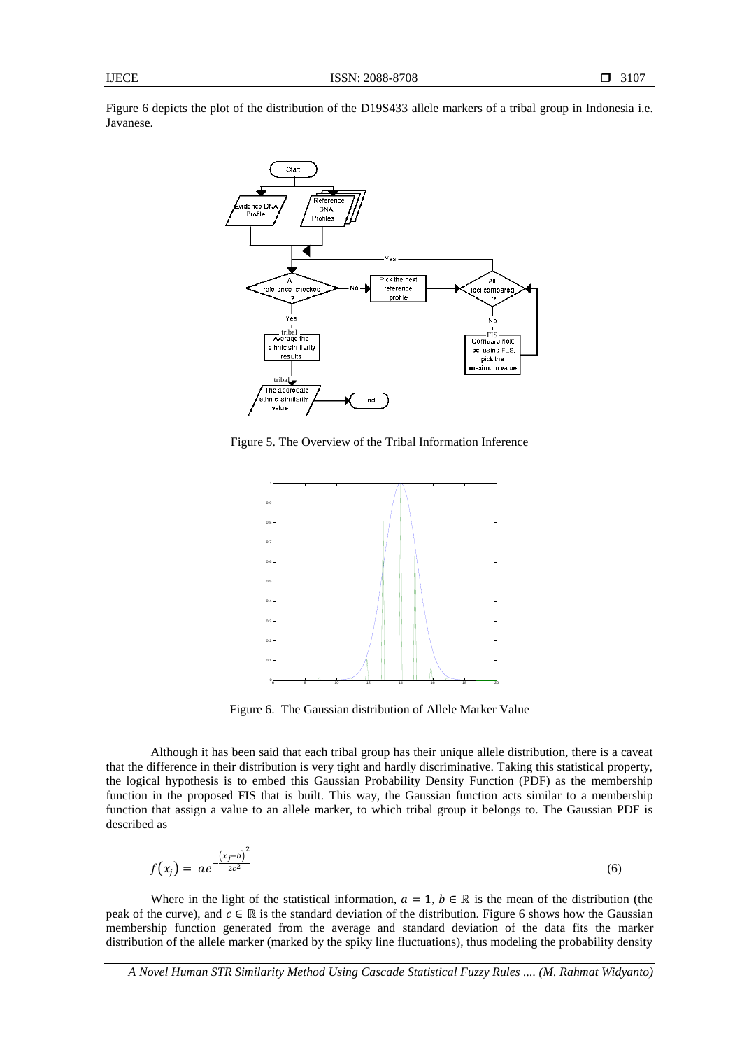Figure 6 depicts the plot of the distribution of the D19S433 allele markers of a tribal group in Indonesia i.e. Javanese.

Figure 5. The Overview of the Tribal Information Inference

Figure 6. The Gaussian distribution of Allele Marker Value

Although it has been said that each tribal group has their unique allele distribution, there is a caveat that the difference in their distribution is very tight and hardly discriminative. Taking this statistical property, the logical hypothesis is to embed this Gaussian Probability Density Function (PDF) as the membership function in the proposed FIS that is built. This way, the Gaussian function acts similar to a membership function that assign a value to an allele marker, to which tribal group it belongs to. The Gaussian PDF is described as

$$f(x_j) = ae^{-\frac{(x_j-b)^2}{2c^2}} \tag{6}$$

Where in the light of the statistical information, $a = 1$, $b \in \mathbb{R}$ is the mean of the distribution (the peak of the curve), and $c \in \mathbb{R}$ is the standard deviation of the distribution. Figure 6 shows how the Gaussian membership function generated from the average and standard deviation of the data fits the marker distribution of the allele marker (marked by the spiky line fluctuations), thus modeling the probability density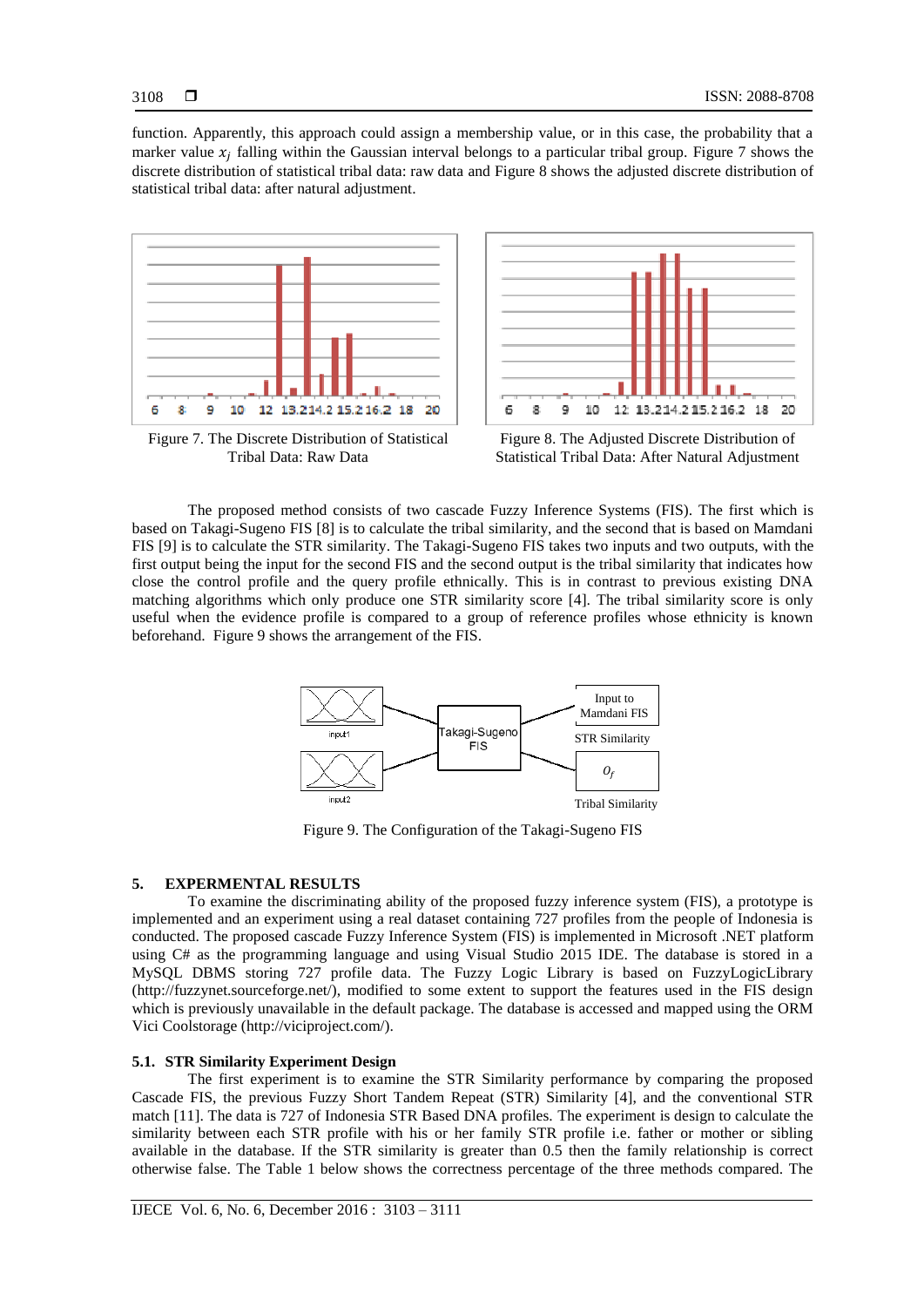function. Apparently, this approach could assign a membership value, or in this case, the probability that a marker value $x_j$ falling within the Gaussian interval belongs to a particular tribal group. Figure 7 shows the discrete distribution of statistical tribal data: raw data and Figure 8 shows the adjusted discrete distribution of statistical tribal data: after natural adjustment.

Figure 7. The Discrete Distribution of Statistical Tribal Data: Raw Data

Figure 8. The Adjusted Discrete Distribution of Statistical Tribal Data: After Natural Adjustment

The proposed method consists of two cascade Fuzzy Inference Systems (FIS). The first which is based on Takagi-Sugeno FIS [8] is to calculate the tribal similarity, and the second that is based on Mamdani FIS [9] is to calculate the STR similarity. The Takagi-Sugeno FIS takes two inputs and two outputs, with the first output being the input for the second FIS and the second output is the tribal similarity that indicates how close the control profile and the query profile ethnically. This is in contrast to previous existing DNA matching algorithms which only produce one STR similarity score [4]. The tribal similarity score is only useful when the evidence profile is compared to a group of reference profiles whose ethnicity is known beforehand. Figure 9 shows the arrangement of the FIS.

Figure 9. The Configuration of the Takagi-Sugeno FIS

## 5. EXPERMENTAL RESULTS

To examine the discriminating ability of the proposed fuzzy inference system (FIS), a prototype is implemented and an experiment using a real dataset containing 727 profiles from the people of Indonesia is conducted. The proposed cascade Fuzzy Inference System (FIS) is implemented in Microsoft .NET platform using C# as the programming language and using Visual Studio 2015 IDE. The database is stored in a MySQL DBMS storing 727 profile data. The Fuzzy Logic Library is based on FuzzyLogicLibrary (http://fuzzynet.sourceforge.net/), modified to some extent to support the features used in the FIS design which is previously unavailable in the default package. The database is accessed and mapped using the ORM Vici Coolstorage (http://viciproject.com/).

### 5.1. STR Similarity Experiment Design

The first experiment is to examine the STR Similarity performance by comparing the proposed Cascade FIS, the previous Fuzzy Short Tandem Repeat (STR) Similarity [4], and the conventional STR match [11]. The data is 727 of Indonesia STR Based DNA profiles. The experiment is design to calculate the similarity between each STR profile with his or her family STR profile i.e. father or mother or sibling available in the database. If the STR similarity is greater than 0.5 then the family relationship is correct otherwise false. The Table 1 below shows the correctness percentage of the three methods compared. The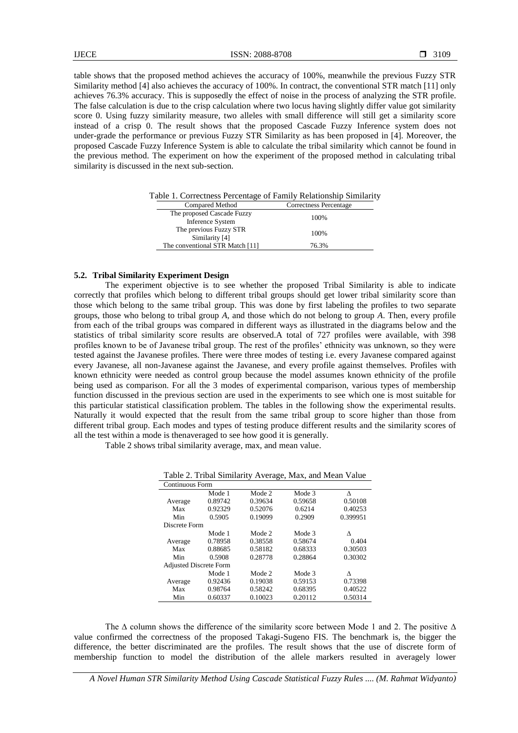table shows that the proposed method achieves the accuracy of 100%, meanwhile the previous Fuzzy STR Similarity method [4] also achieves the accuracy of 100%. In contract, the conventional STR match [11] only achieves 76.3% accuracy. This is supposedly the effect of noise in the process of analyzing the STR profile. The false calculation is due to the crisp calculation where two locus having slightly differ value got similarity score 0. Using fuzzy similarity measure, two alleles with small difference will still get a similarity score instead of a crisp 0. The result shows that the proposed Cascade Fuzzy Inference system does not under-grade the performance or previous Fuzzy STR Similarity as has been proposed in [4]. Moreover, the proposed Cascade Fuzzy Inference System is able to calculate the tribal similarity which cannot be found in the previous method. The experiment on how the experiment of the proposed method in calculating tribal similarity is discussed in the next sub-section.

Table 1. Correctness Percentage of Family Relationship Similarity

| Compared Method | Correctness Percentage |
|---|---|
| The proposed Cascade Fuzzy Inference System | 100% |
| The previous Fuzzy STR Similarity [4] | 100% |
| The conventional STR Match [11] | 76.3% |

### 5.2. Tribal Similarity Experiment Design

The experiment objective is to see whether the proposed Tribal Similarity is able to indicate correctly that profiles which belong to different tribal groups should get lower tribal similarity score than those which belong to the same tribal group. This was done by first labeling the profiles to two separate groups, those who belong to tribal group *A*, and those which do not belong to group *A*. Then, every profile from each of the tribal groups was compared in different ways as illustrated in the diagrams below and the statistics of tribal similarity score results are observed.A total of 727 profiles were available, with 398 profiles known to be of Javanese tribal group. The rest of the profiles' ethnicity was unknown, so they were tested against the Javanese profiles. There were three modes of testing i.e. every Javanese compared against every Javanese, all non-Javanese against the Javanese, and every profile against themselves. Profiles with known ethnicity were needed as control group because the model assumes known ethnicity of the profile being used as comparison. For all the 3 modes of experimental comparison, various types of membership function discussed in the previous section are used in the experiments to see which one is most suitable for this particular statistical classification problem. The tables in the following show the experimental results. Naturally it would expected that the result from the same tribal group to score higher than those from different tribal group. Each modes and types of testing produce different results and the similarity scores of all the test within a mode is thenaveraged to see how good it is generally.

Table 2 shows tribal similarity average, max, and mean value.

Table 2. Tribal Similarity Average, Max, and Mean Value

| Continuous Form | | | | |
|---|---|---|---|---|
| | Mode 1 | Mode 2 | Mode 3 | Δ |
| Average | 0.89742 | 0.39634 | 0.59658 | 0.50108 |
| Max | 0.92329 | 0.52076 | 0.6214 | 0.40253 |
| Min | 0.5905 | 0.19099 | 0.2909 | 0.399951 |
| **Discrete Form** | | | | |
| | Mode 1 | Mode 2 | Mode 3 | Δ |
| Average | 0.78958 | 0.38558 | 0.58674 | 0.404 |
| Max | 0.88685 | 0.58182 | 0.68333 | 0.30503 |
| Min | 0.5908 | 0.28778 | 0.28864 | 0.30302 |
| **Adjusted Discrete Form** | | | | |
| | Mode 1 | Mode 2 | Mode 3 | Δ |
| Average | 0.92436 | 0.19038 | 0.59153 | 0.73398 |
| Max | 0.98764 | 0.58242 | 0.68395 | 0.40522 |
| Min | 0.60337 | 0.10023 | 0.20112 | 0.50314 |

The Δ column shows the difference of the similarity score between Mode 1 and 2. The positive Δ value confirmed the correctness of the proposed Takagi-Sugeno FIS. The benchmark is, the bigger the difference, the better discriminated are the profiles. The result shows that the use of discrete form of membership function to model the distribution of the allele markers resulted in averagely lower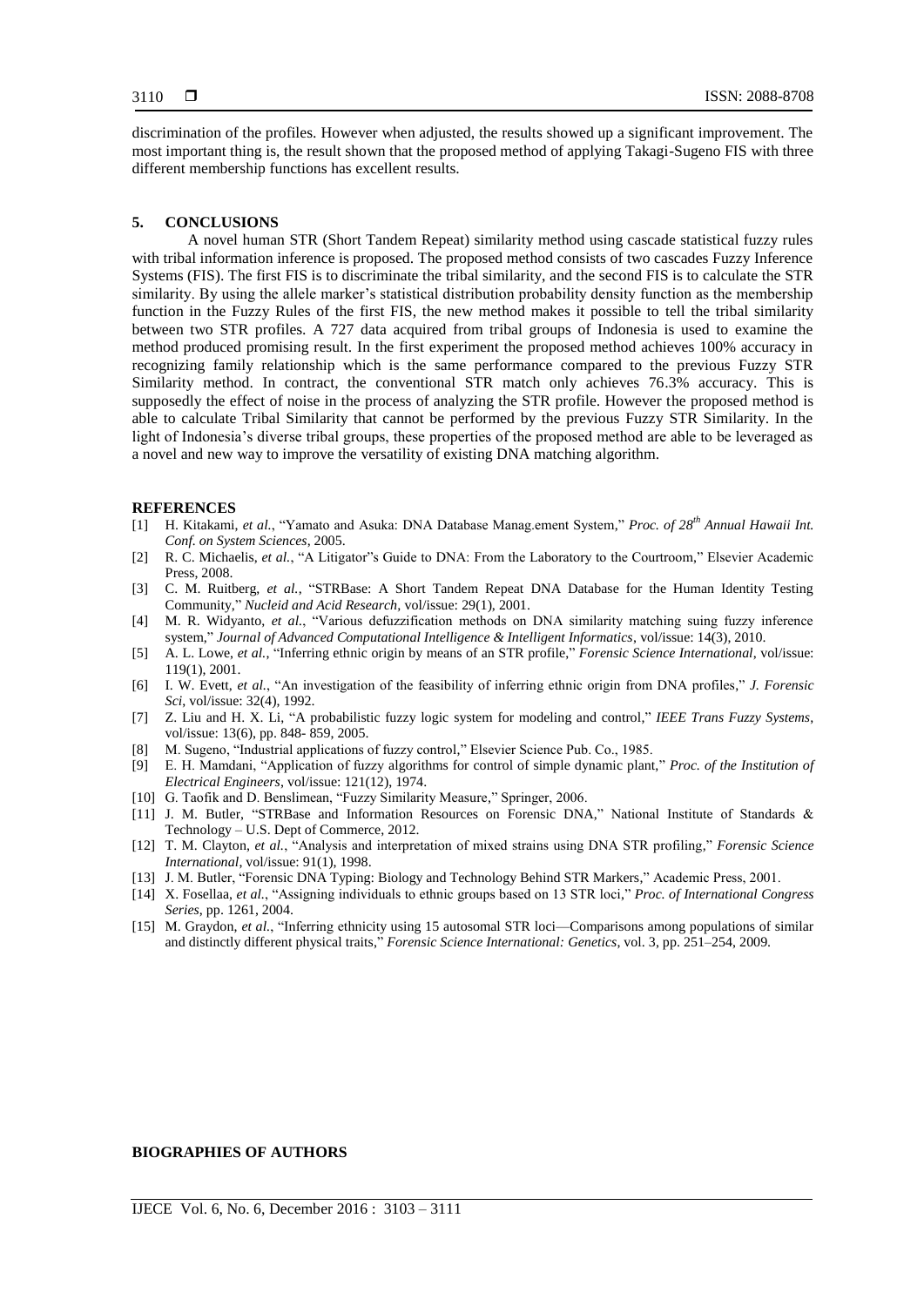discrimination of the profiles. However when adjusted, the results showed up a significant improvement. The most important thing is, the result shown that the proposed method of applying Takagi-Sugeno FIS with three different membership functions has excellent results.

## 5. CONCLUSIONS

A novel human STR (Short Tandem Repeat) similarity method using cascade statistical fuzzy rules with tribal information inference is proposed. The proposed method consists of two cascades Fuzzy Inference Systems (FIS). The first FIS is to discriminate the tribal similarity, and the second FIS is to calculate the STR similarity. By using the allele marker's statistical distribution probability density function as the membership function in the Fuzzy Rules of the first FIS, the new method makes it possible to tell the tribal similarity between two STR profiles. A 727 data acquired from tribal groups of Indonesia is used to examine the method produced promising result. In the first experiment the proposed method achieves 100% accuracy in recognizing family relationship which is the same performance compared to the previous Fuzzy STR Similarity method. In contract, the conventional STR match only achieves 76.3% accuracy. This is supposedly the effect of noise in the process of analyzing the STR profile. However the proposed method is able to calculate Tribal Similarity that cannot be performed by the previous Fuzzy STR Similarity. In the light of Indonesia's diverse tribal groups, these properties of the proposed method are able to be leveraged as a novel and new way to improve the versatility of existing DNA matching algorithm.

## REFERENCES

[1] H. Kitakami, *et al.*, "Yamato and Asuka: DNA Database Manag.ement System," *Proc. of 28th Annual Hawaii Int. Conf. on System Sciences*, 2005.

[2] R. C. Michaelis, *et al.*, "A Litigator"s Guide to DNA: From the Laboratory to the Courtroom," Elsevier Academic Press, 2008.

[3] C. M. Ruitberg, *et al.*, "STRBase: A Short Tandem Repeat DNA Database for the Human Identity Testing Community," *Nucleid and Acid Research*, vol/issue: 29(1), 2001.

[4] M. R. Widyanto, *et al.*, "Various defuzzification methods on DNA similarity matching suing fuzzy inference system," *Journal of Advanced Computational Intelligence & Intelligent Informatics*, vol/issue: 14(3), 2010.

[5] A. L. Lowe, *et al.*, "Inferring ethnic origin by means of an STR profile," *Forensic Science International*, vol/issue: 119(1), 2001.

[6] I. W. Evett, *et al.*, "An investigation of the feasibility of inferring ethnic origin from DNA profiles," *J. Forensic Sci*, vol/issue: 32(4), 1992.

[7] Z. Liu and H. X. Li, "A probabilistic fuzzy logic system for modeling and control," *IEEE Trans Fuzzy Systems*, vol/issue: 13(6), pp. 848- 859, 2005.

[8] M. Sugeno, "Industrial applications of fuzzy control," Elsevier Science Pub. Co., 1985.

[9] E. H. Mamdani, "Application of fuzzy algorithms for control of simple dynamic plant," *Proc. of the Institution of Electrical Engineers*, vol/issue: 121(12), 1974.

[10] G. Taofik and D. Benslimean, "Fuzzy Similarity Measure," Springer, 2006.

[11] J. M. Butler, "STRBase and Information Resources on Forensic DNA," National Institute of Standards & Technology – U.S. Dept of Commerce, 2012.

[12] T. M. Clayton, *et al.*, "Analysis and interpretation of mixed strains using DNA STR profiling," *Forensic Science International*, vol/issue: 91(1), 1998.

[13] J. M. Butler, "Forensic DNA Typing: Biology and Technology Behind STR Markers," Academic Press, 2001.

[14] X. Fosellaa, *et al.*, "Assigning individuals to ethnic groups based on 13 STR loci," *Proc. of International Congress Series*, pp. 1261, 2004.

[15] M. Graydon, *et al.*, "Inferring ethnicity using 15 autosomal STR loci—Comparisons among populations of similar and distinctly different physical traits," *Forensic Science International: Genetics*, vol. 3, pp. 251–254, 2009.

## BIOGRAPHIES OF AUTHORS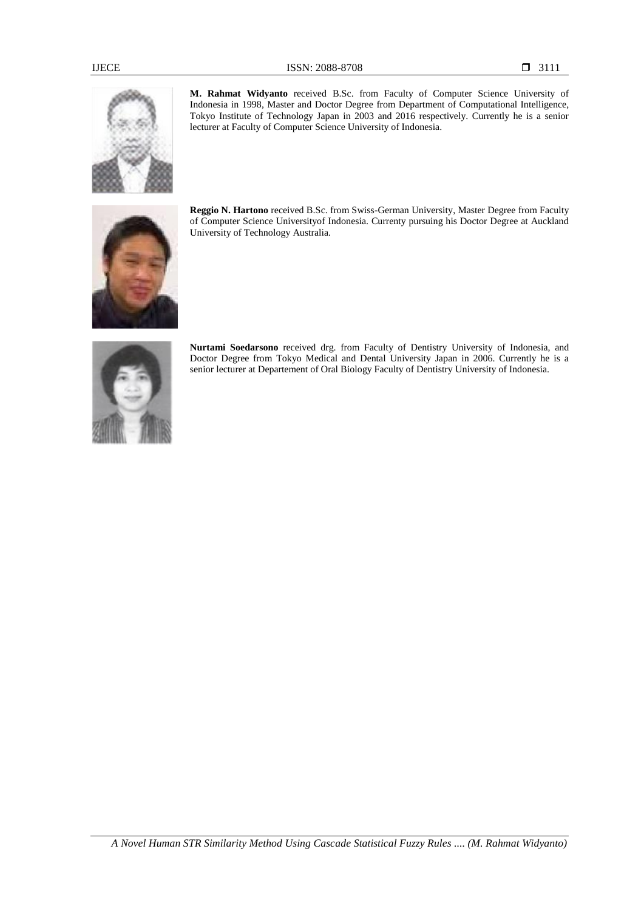**M. Rahmat Widyanto** received B.Sc. from Faculty of Computer Science University of Indonesia in 1998, Master and Doctor Degree from Department of Computational Intelligence, Tokyo Institute of Technology Japan in 2003 and 2016 respectively. Currently he is a senior lecturer at Faculty of Computer Science University of Indonesia.

**Reggio N. Hartono** received B.Sc. from Swiss-German University, Master Degree from Faculty of Computer Science Universityof Indonesia. Curenty pursuing his Doctor Degree at Auckland University of Technology Australia.

**Nurtami Soedarsono** received drg. from Faculty of Dentistry University of Indonesia, and Doctor Degree from Tokyo Medical and Dental University Japan in 2006. Currently he is a senior lecturer at Departement of Oral Biology Faculty of Dentistry University of Indonesia.